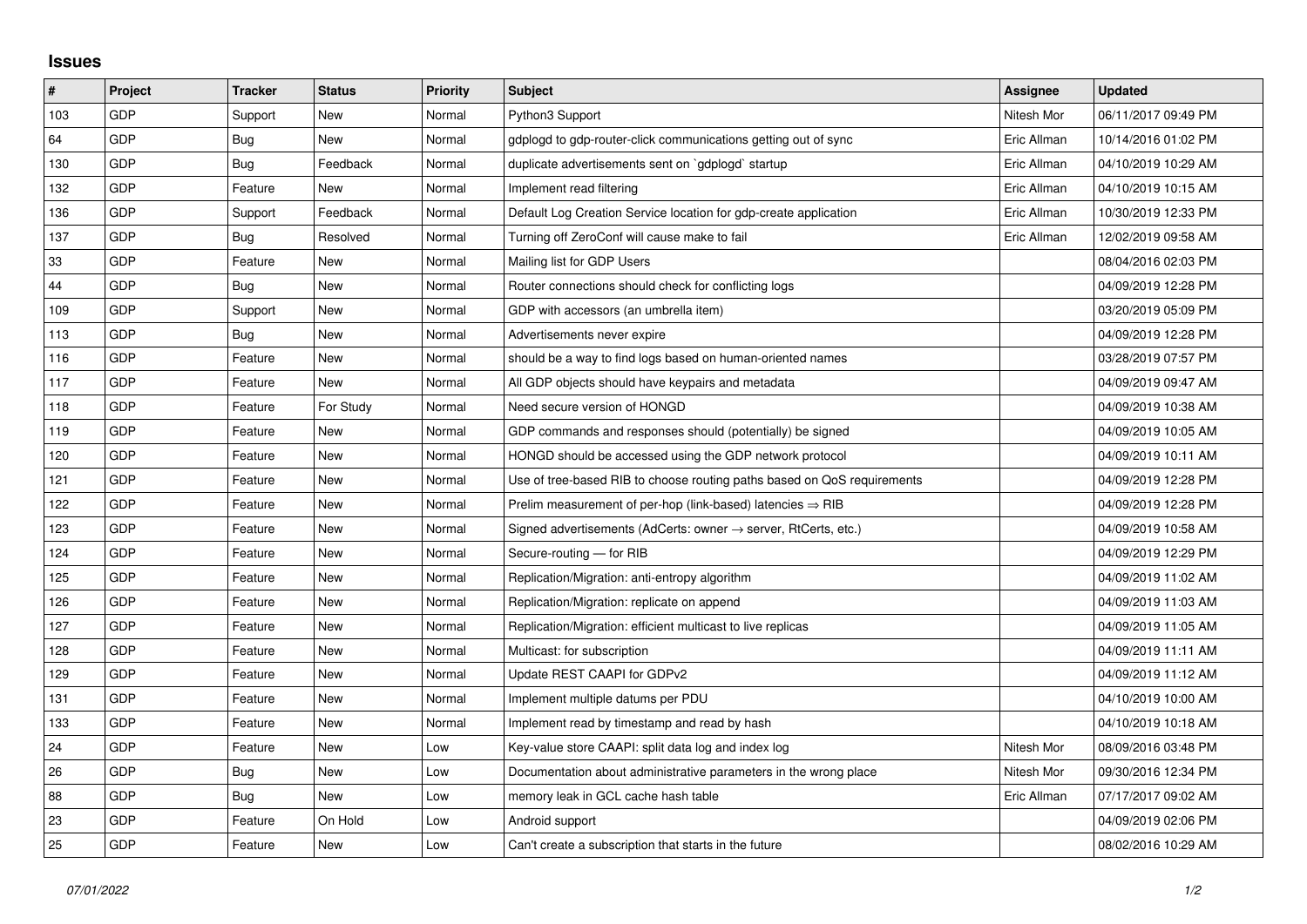## Issues

| # | Project | Tracker | Status | Priority | Subject | Assignee | Updated |
|---|---|---|---|---|---|---|---|
| 103 | GDP | Support | New | Normal | Python3 Support | Nitesh Mor | 06/11/2017 09:49 PM |
| 64 | GDP | Bug | New | Normal | gdplogd to gdp-router-click communications getting out of sync | Eric Allman | 10/14/2016 01:02 PM |
| 130 | GDP | Bug | Feedback | Normal | duplicate advertisements sent on `gdplogd` startup | Eric Allman | 04/10/2019 10:29 AM |
| 132 | GDP | Feature | New | Normal | Implement read filtering | Eric Allman | 04/10/2019 10:15 AM |
| 136 | GDP | Support | Feedback | Normal | Default Log Creation Service location for gdp-create application | Eric Allman | 10/30/2019 12:33 PM |
| 137 | GDP | Bug | Resolved | Normal | Turning off ZeroConf will cause make to fail | Eric Allman | 12/02/2019 09:58 AM |
| 33 | GDP | Feature | New | Normal | Mailing list for GDP Users | | 08/04/2016 02:03 PM |
| 44 | GDP | Bug | New | Normal | Router connections should check for conflicting logs | | 04/09/2019 12:28 PM |
| 109 | GDP | Support | New | Normal | GDP with accessors (an umbrella item) | | 03/20/2019 05:09 PM |
| 113 | GDP | Bug | New | Normal | Advertisements never expire | | 04/09/2019 12:28 PM |
| 116 | GDP | Feature | New | Normal | should be a way to find logs based on human-oriented names | | 03/28/2019 07:57 PM |
| 117 | GDP | Feature | New | Normal | All GDP objects should have keypairs and metadata | | 04/09/2019 09:47 AM |
| 118 | GDP | Feature | For Study | Normal | Need secure version of HONGD | | 04/09/2019 10:38 AM |
| 119 | GDP | Feature | New | Normal | GDP commands and responses should (potentially) be signed | | 04/09/2019 10:05 AM |
| 120 | GDP | Feature | New | Normal | HONGD should be accessed using the GDP network protocol | | 04/09/2019 10:11 AM |
| 121 | GDP | Feature | New | Normal | Use of tree-based RIB to choose routing paths based on QoS requirements | | 04/09/2019 12:28 PM |
| 122 | GDP | Feature | New | Normal | Prelim measurement of per-hop (link-based) latencies ⇒ RIB | | 04/09/2019 12:28 PM |
| 123 | GDP | Feature | New | Normal | Signed advertisements (AdCerts: owner → server, RtCerts, etc.) | | 04/09/2019 10:58 AM |
| 124 | GDP | Feature | New | Normal | Secure-routing — for RIB | | 04/09/2019 12:29 PM |
| 125 | GDP | Feature | New | Normal | Replication/Migration: anti-entropy algorithm | | 04/09/2019 11:02 AM |
| 126 | GDP | Feature | New | Normal | Replication/Migration: replicate on append | | 04/09/2019 11:03 AM |
| 127 | GDP | Feature | New | Normal | Replication/Migration: efficient multicast to live replicas | | 04/09/2019 11:05 AM |
| 128 | GDP | Feature | New | Normal | Multicast: for subscription | | 04/09/2019 11:11 AM |
| 129 | GDP | Feature | New | Normal | Update REST CAAPI for GDPv2 | | 04/09/2019 11:12 AM |
| 131 | GDP | Feature | New | Normal | Implement multiple datums per PDU | | 04/10/2019 10:00 AM |
| 133 | GDP | Feature | New | Normal | Implement read by timestamp and read by hash | | 04/10/2019 10:18 AM |
| 24 | GDP | Feature | New | Low | Key-value store CAAPI: split data log and index log | Nitesh Mor | 08/09/2016 03:48 PM |
| 26 | GDP | Bug | New | Low | Documentation about administrative parameters in the wrong place | Nitesh Mor | 09/30/2016 12:34 PM |
| 88 | GDP | Bug | New | Low | memory leak in GCL cache hash table | Eric Allman | 07/17/2017 09:02 AM |
| 23 | GDP | Feature | On Hold | Low | Android support | | 04/09/2019 02:06 PM |
| 25 | GDP | Feature | New | Low | Can't create a subscription that starts in the future | | 08/02/2016 10:29 AM |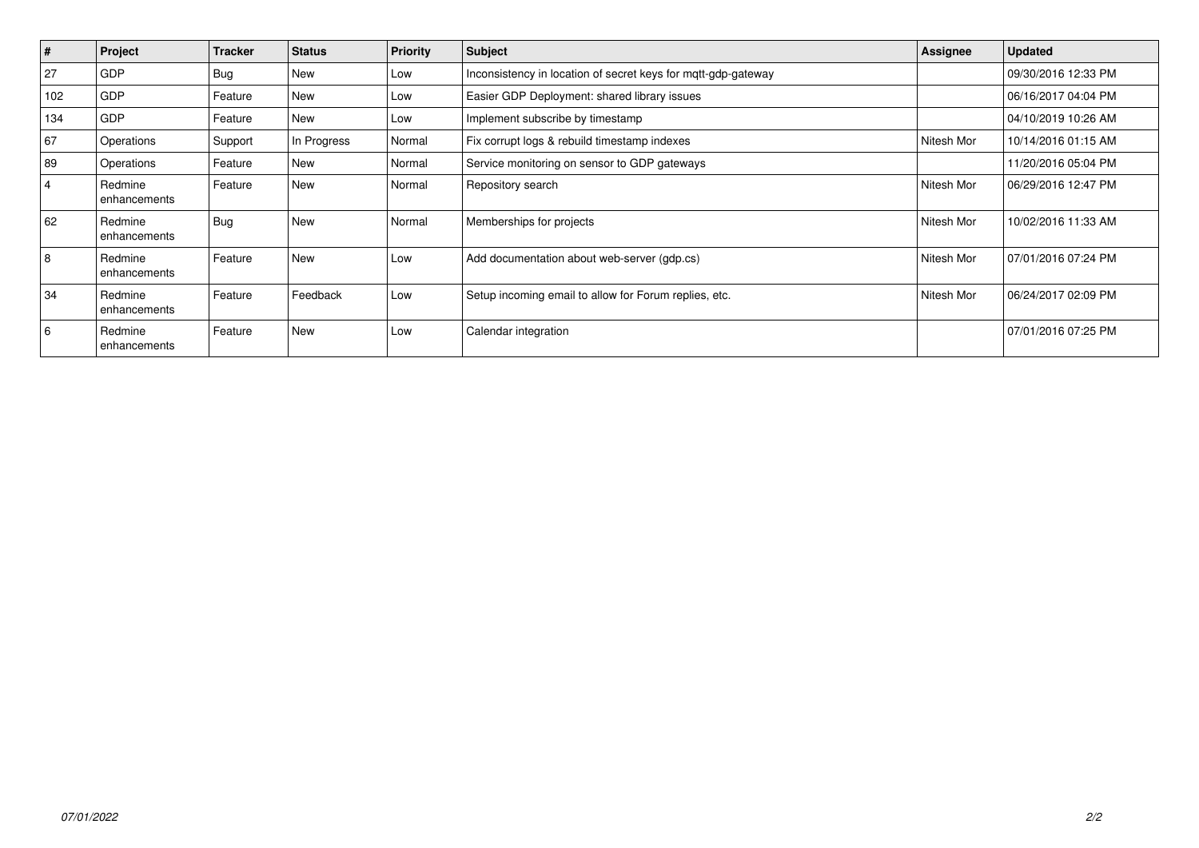| # | Project | Tracker | Status | Priority | Subject | Assignee | Updated |
|---|---|---|---|---|---|---|---|
| 27 | GDP | Bug | New | Low | Inconsistency in location of secret keys for mqtt-gdp-gateway | | 09/30/2016 12:33 PM |
| 102 | GDP | Feature | New | Low | Easier GDP Deployment: shared library issues | | 06/16/2017 04:04 PM |
| 134 | GDP | Feature | New | Low | Implement subscribe by timestamp | | 04/10/2019 10:26 AM |
| 67 | Operations | Support | In Progress | Normal | Fix corrupt logs & rebuild timestamp indexes | Nitesh Mor | 10/14/2016 01:15 AM |
| 89 | Operations | Feature | New | Normal | Service monitoring on sensor to GDP gateways | | 11/20/2016 05:04 PM |
| 4 | Redmine enhancements | Feature | New | Normal | Repository search | Nitesh Mor | 06/29/2016 12:47 PM |
| 62 | Redmine enhancements | Bug | New | Normal | Memberships for projects | Nitesh Mor | 10/02/2016 11:33 AM |
| 8 | Redmine enhancements | Feature | New | Low | Add documentation about web-server (gdp.cs) | Nitesh Mor | 07/01/2016 07:24 PM |
| 34 | Redmine enhancements | Feature | Feedback | Low | Setup incoming email to allow for Forum replies, etc. | Nitesh Mor | 06/24/2017 02:09 PM |
| 6 | Redmine enhancements | Feature | New | Low | Calendar integration | | 07/01/2016 07:25 PM |